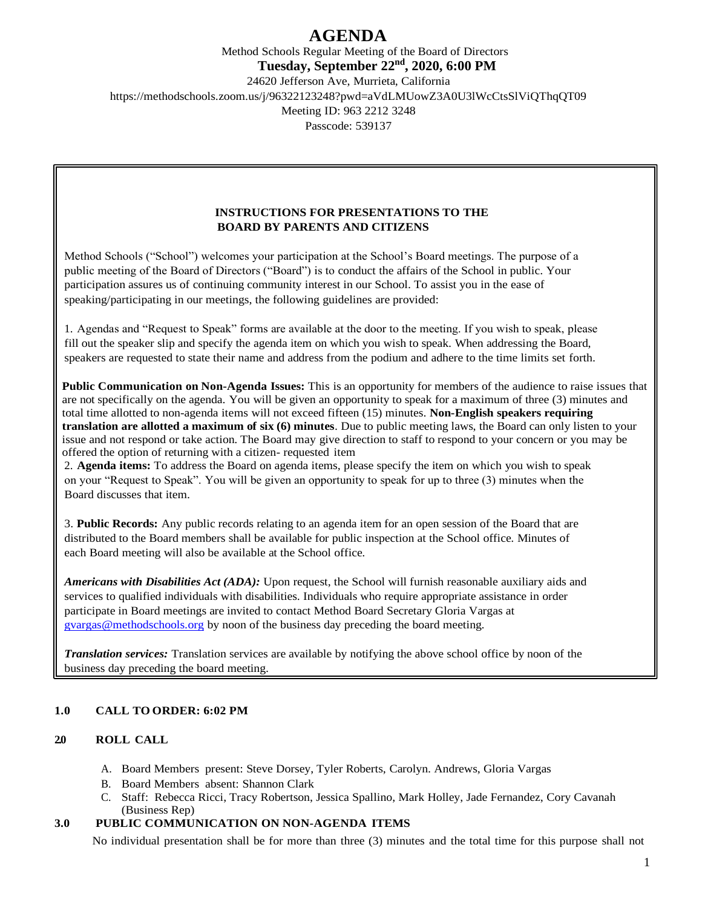# AGENDA

Method Schools Regular Meeting of the Board of Directors

**Tuesday, September 22nd, 2020, 6:00 PM**

24620 Jefferson Ave, Murrieta, California

https://methodschools.zoom.us/j/96322123248?pwd=aVdLMUowZ3A0U3lWcCtsSlViQThqQT09

Meeting ID: 963 2212 3248

Passcode: 539137

---

**INSTRUCTIONS FOR PRESENTATIONS TO THE BOARD BY PARENTS AND CITIZENS**

Method Schools ("School") welcomes your participation at the School's Board meetings. The purpose of a public meeting of the Board of Directors ("Board") is to conduct the affairs of the School in public. Your participation assures us of continuing community interest in our School. To assist you in the ease of speaking/participating in our meetings, the following guidelines are provided:

1. Agendas and "Request to Speak" forms are available at the door to the meeting. If you wish to speak, please fill out the speaker slip and specify the agenda item on which you wish to speak. When addressing the Board, speakers are requested to state their name and address from the podium and adhere to the time limits set forth.

**Public Communication on Non-Agenda Issues:** This is an opportunity for members of the audience to raise issues that are not specifically on the agenda. You will be given an opportunity to speak for a maximum of three (3) minutes and total time allotted to non-agenda items will not exceed fifteen (15) minutes. **Non-English speakers requiring translation are allotted a maximum of six (6) minutes**. Due to public meeting laws, the Board can only listen to your issue and not respond or take action. The Board may give direction to staff to respond to your concern or you may be offered the option of returning with a citizen- requested item

2. **Agenda items:** To address the Board on agenda items, please specify the item on which you wish to speak on your "Request to Speak". You will be given an opportunity to speak for up to three (3) minutes when the Board discusses that item.

3. **Public Records:** Any public records relating to an agenda item for an open session of the Board that are distributed to the Board members shall be available for public inspection at the School office. Minutes of each Board meeting will also be available at the School office.

***Americans with Disabilities Act (ADA):*** Upon request, the School will furnish reasonable auxiliary aids and services to qualified individuals with disabilities. Individuals who require appropriate assistance in order participate in Board meetings are invited to contact Method Board Secretary Gloria Vargas at gvargas@methodschools.org by noon of the business day preceding the board meeting.

***Translation services:*** Translation services are available by notifying the above school office by noon of the business day preceding the board meeting.

---

**1.0 CALL TO ORDER: 6:02 PM**

**2.0 ROLL CALL**

A. Board Members present: Steve Dorsey, Tyler Roberts, Carolyn. Andrews, Gloria Vargas
B. Board Members absent: Shannon Clark
C. Staff: Rebecca Ricci, Tracy Robertson, Jessica Spallino, Mark Holley, Jade Fernandez, Cory Cavanah (Business Rep)

**3.0 PUBLIC COMMUNICATION ON NON-AGENDA ITEMS**

No individual presentation shall be for more than three (3) minutes and the total time for this purpose shall not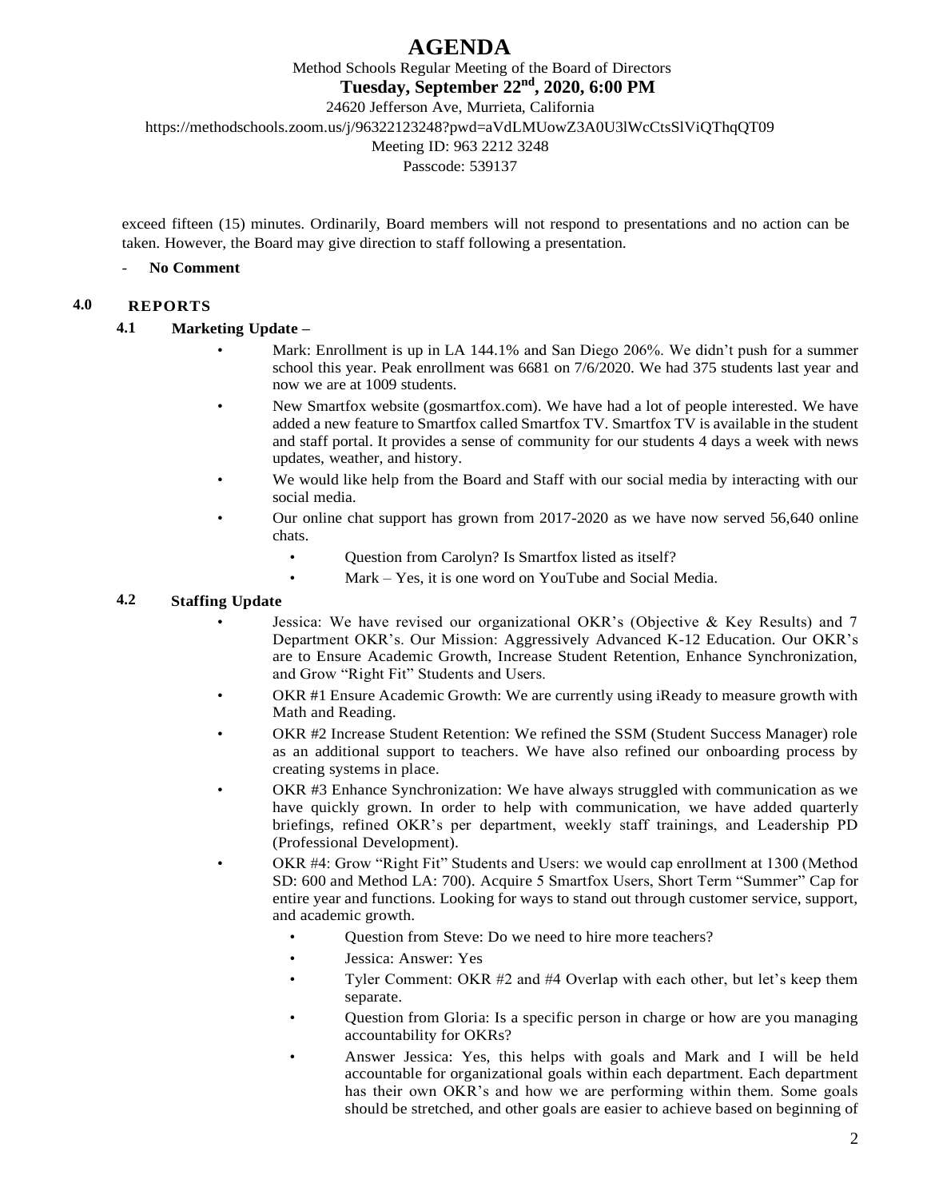# AGENDA

Method Schools Regular Meeting of the Board of Directors

**Tuesday, September 22nd, 2020, 6:00 PM**

24620 Jefferson Ave, Murrieta, California

https://methodschools.zoom.us/j/96322123248?pwd=aVdLMUowZ3A0U3lWcCtsSlViQThqQT09

Meeting ID: 963 2212 3248

Passcode: 539137

exceed fifteen (15) minutes. Ordinarily, Board members will not respond to presentations and no action can be taken. However, the Board may give direction to staff following a presentation.

- **No Comment**

## 4.0 REPORTS

### 4.1 Marketing Update –

- Mark: Enrollment is up in LA 144.1% and San Diego 206%. We didn't push for a summer school this year. Peak enrollment was 6681 on 7/6/2020. We had 375 students last year and now we are at 1009 students.
- New Smartfox website (gosmartfox.com). We have had a lot of people interested. We have added a new feature to Smartfox called Smartfox TV. Smartfox TV is available in the student and staff portal. It provides a sense of community for our students 4 days a week with news updates, weather, and history.
- We would like help from the Board and Staff with our social media by interacting with our social media.
- Our online chat support has grown from 2017-2020 as we have now served 56,640 online chats.
  - Question from Carolyn? Is Smartfox listed as itself?
  - Mark – Yes, it is one word on YouTube and Social Media.

### 4.2 Staffing Update

- Jessica: We have revised our organizational OKR's (Objective & Key Results) and 7 Department OKR's. Our Mission: Aggressively Advanced K-12 Education. Our OKR's are to Ensure Academic Growth, Increase Student Retention, Enhance Synchronization, and Grow "Right Fit" Students and Users.
- OKR #1 Ensure Academic Growth: We are currently using iReady to measure growth with Math and Reading.
- OKR #2 Increase Student Retention: We refined the SSM (Student Success Manager) role as an additional support to teachers. We have also refined our onboarding process by creating systems in place.
- OKR #3 Enhance Synchronization: We have always struggled with communication as we have quickly grown. In order to help with communication, we have added quarterly briefings, refined OKR's per department, weekly staff trainings, and Leadership PD (Professional Development).
- OKR #4: Grow "Right Fit" Students and Users: we would cap enrollment at 1300 (Method SD: 600 and Method LA: 700). Acquire 5 Smartfox Users, Short Term "Summer" Cap for entire year and functions. Looking for ways to stand out through customer service, support, and academic growth.
  - Question from Steve: Do we need to hire more teachers?
  - Jessica: Answer: Yes
  - Tyler Comment: OKR #2 and #4 Overlap with each other, but let's keep them separate.
  - Question from Gloria: Is a specific person in charge or how are you managing accountability for OKRs?
  - Answer Jessica: Yes, this helps with goals and Mark and I will be held accountable for organizational goals within each department. Each department has their own OKR's and how we are performing within them. Some goals should be stretched, and other goals are easier to achieve based on beginning of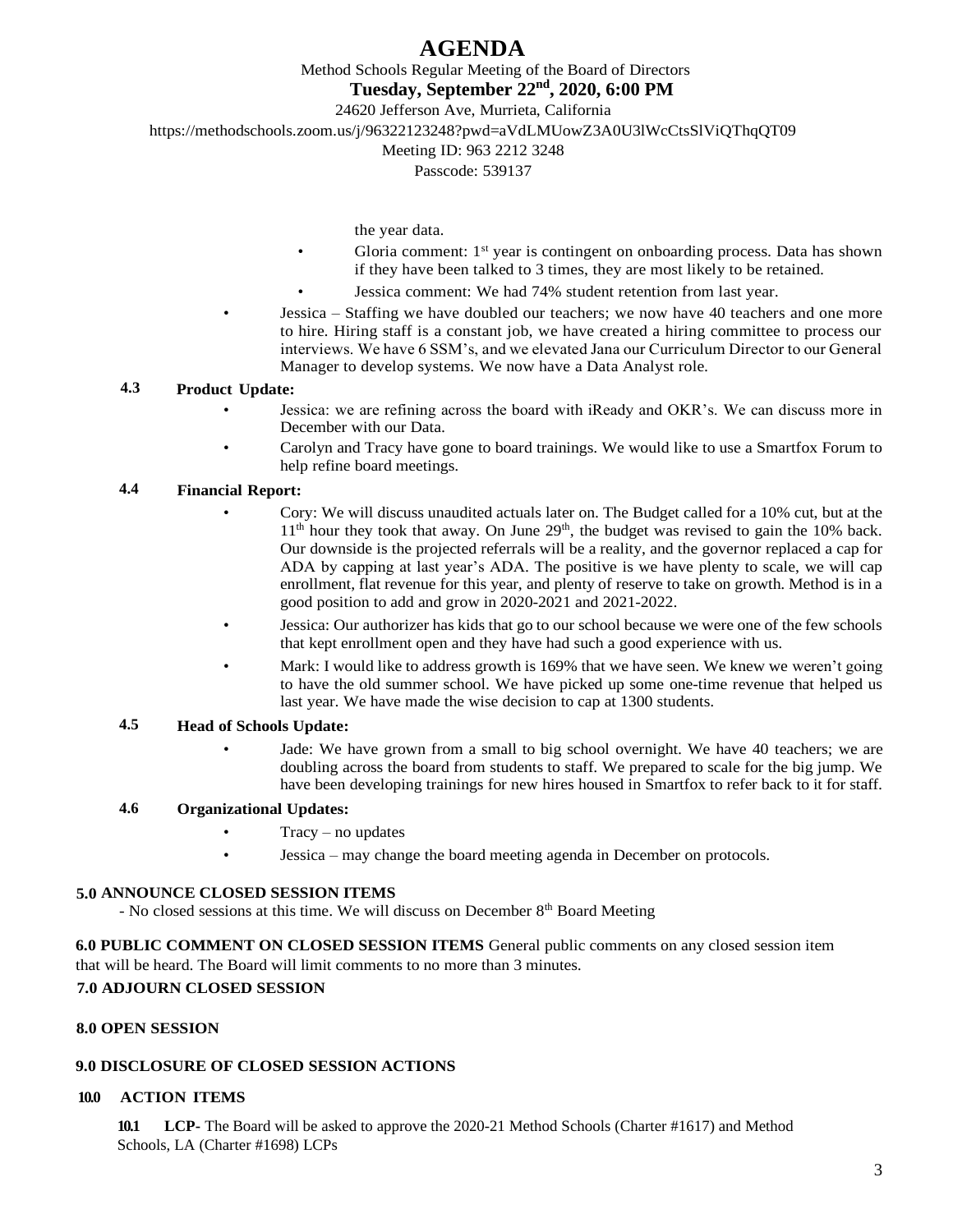# AGENDA

Method Schools Regular Meeting of the Board of Directors

**Tuesday, September 22nd, 2020, 6:00 PM**

24620 Jefferson Ave, Murrieta, California

https://methodschools.zoom.us/j/96322123248?pwd=aVdLMUowZ3A0U3lWcCtsSlViQThqQT09

Meeting ID: 963 2212 3248

Passcode: 539137

the year data.

- Gloria comment: 1st year is contingent on onboarding process. Data has shown if they have been talked to 3 times, they are most likely to be retained.
- Jessica comment: We had 74% student retention from last year.

- Jessica – Staffing we have doubled our teachers; we now have 40 teachers and one more to hire. Hiring staff is a constant job, we have created a hiring committee to process our interviews. We have 6 SSM's, and we elevated Jana our Curriculum Director to our General Manager to develop systems. We now have a Data Analyst role.

**4.3 Product Update:**

- Jessica: we are refining across the board with iReady and OKR's. We can discuss more in December with our Data.
- Carolyn and Tracy have gone to board trainings. We would like to use a Smartfox Forum to help refine board meetings.

**4.4 Financial Report:**

- Cory: We will discuss unaudited actuals later on. The Budget called for a 10% cut, but at the 11th hour they took that away. On June 29th, the budget was revised to gain the 10% back. Our downside is the projected referrals will be a reality, and the governor replaced a cap for ADA by capping at last year's ADA. The positive is we have plenty to scale, we will cap enrollment, flat revenue for this year, and plenty of reserve to take on growth. Method is in a good position to add and grow in 2020-2021 and 2021-2022.
- Jessica: Our authorizer has kids that go to our school because we were one of the few schools that kept enrollment open and they have had such a good experience with us.
- Mark: I would like to address growth is 169% that we have seen. We knew we weren't going to have the old summer school. We have picked up some one-time revenue that helped us last year. We have made the wise decision to cap at 1300 students.

**4.5 Head of Schools Update:**

- Jade: We have grown from a small to big school overnight. We have 40 teachers; we are doubling across the board from students to staff. We prepared to scale for the big jump. We have been developing trainings for new hires housed in Smartfox to refer back to it for staff.

**4.6 Organizational Updates:**

- Tracy – no updates
- Jessica – may change the board meeting agenda in December on protocols.

**5.0 ANNOUNCE CLOSED SESSION ITEMS**

- No closed sessions at this time. We will discuss on December 8th Board Meeting

**6.0 PUBLIC COMMENT ON CLOSED SESSION ITEMS** General public comments on any closed session item that will be heard. The Board will limit comments to no more than 3 minutes.

**7.0 ADJOURN CLOSED SESSION**

**8.0 OPEN SESSION**

**9.0 DISCLOSURE OF CLOSED SESSION ACTIONS**

**10.0 ACTION ITEMS**

**10.1 LCP**- The Board will be asked to approve the 2020-21 Method Schools (Charter #1617) and Method Schools, LA (Charter #1698) LCPs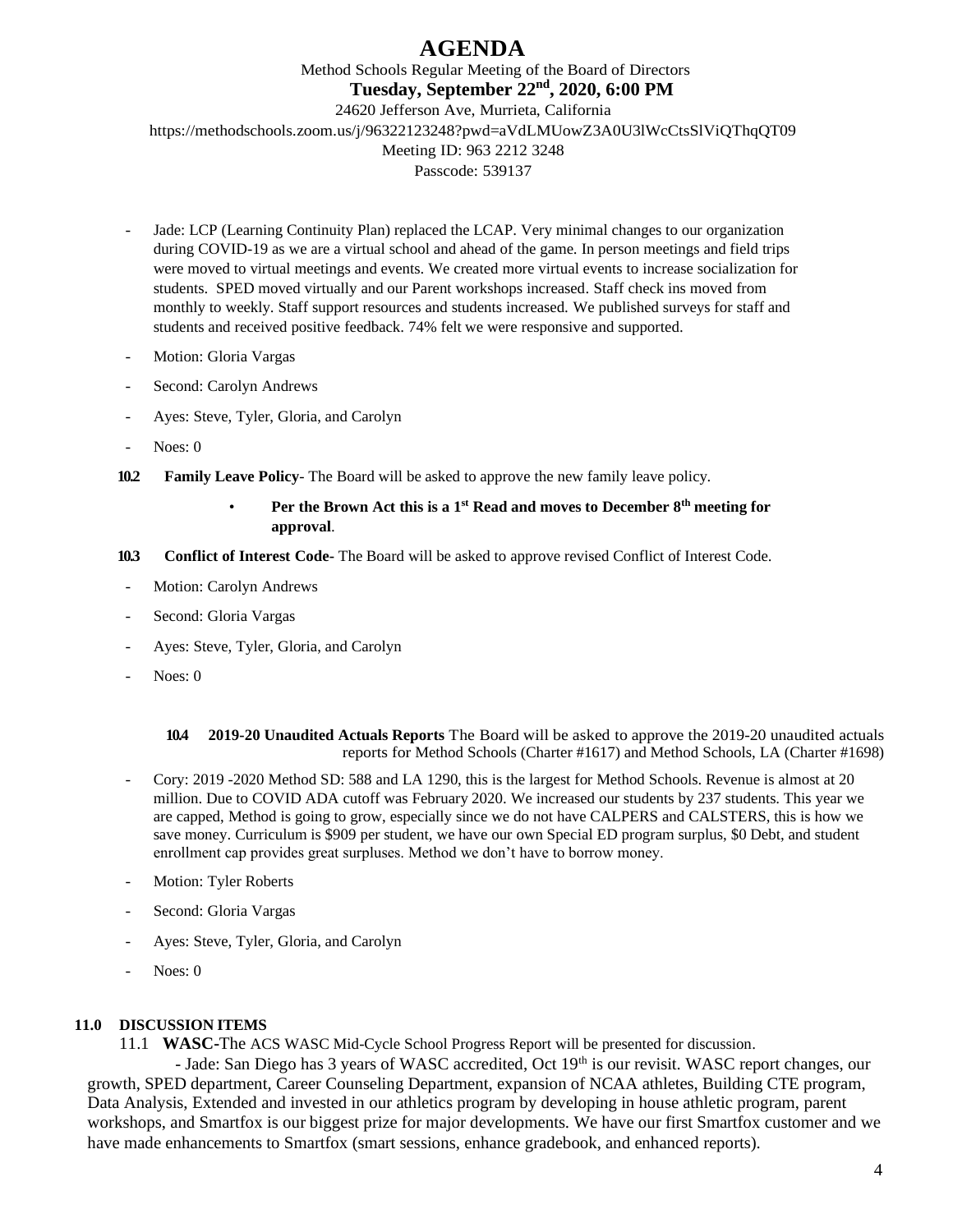# AGENDA

Method Schools Regular Meeting of the Board of Directors
**Tuesday, September 22nd, 2020, 6:00 PM**
24620 Jefferson Ave, Murrieta, California
https://methodschools.zoom.us/j/96322123248?pwd=aVdLMUowZ3A0U3lWcCtsSlViQThqQT09
Meeting ID: 963 2212 3248
Passcode: 539137

- Jade: LCP (Learning Continuity Plan) replaced the LCAP. Very minimal changes to our organization during COVID-19 as we are a virtual school and ahead of the game. In person meetings and field trips were moved to virtual meetings and events. We created more virtual events to increase socialization for students. SPED moved virtually and our Parent workshops increased. Staff check ins moved from monthly to weekly. Staff support resources and students increased. We published surveys for staff and students and received positive feedback. 74% felt we were responsive and supported.
- Motion: Gloria Vargas
- Second: Carolyn Andrews
- Ayes: Steve, Tyler, Gloria, and Carolyn
- Noes: 0

**10.2 Family Leave Policy**- The Board will be asked to approve the new family leave policy.

- **Per the Brown Act this is a 1st Read and moves to December 8th meeting for approval**.

**10.3 Conflict of Interest Code**- The Board will be asked to approve revised Conflict of Interest Code.

- Motion: Carolyn Andrews
- Second: Gloria Vargas
- Ayes: Steve, Tyler, Gloria, and Carolyn
- Noes: 0

**10.4 2019-20 Unaudited Actuals Reports** The Board will be asked to approve the 2019-20 unaudited actuals reports for Method Schools (Charter #1617) and Method Schools, LA (Charter #1698)

- Cory: 2019 -2020 Method SD: 588 and LA 1290, this is the largest for Method Schools. Revenue is almost at 20 million. Due to COVID ADA cutoff was February 2020. We increased our students by 237 students. This year we are capped, Method is going to grow, especially since we do not have CALPERS and CALSTERS, this is how we save money. Curriculum is $909 per student, we have our own Special ED program surplus, $0 Debt, and student enrollment cap provides great surpluses. Method we don't have to borrow money.
- Motion: Tyler Roberts
- Second: Gloria Vargas
- Ayes: Steve, Tyler, Gloria, and Carolyn
- Noes: 0

## 11.0 DISCUSSION ITEMS

11.1 **WASC**-The ACS WASC Mid-Cycle School Progress Report will be presented for discussion.

- Jade: San Diego has 3 years of WASC accredited, Oct 19th is our revisit. WASC report changes, our growth, SPED department, Career Counseling Department, expansion of NCAA athletes, Building CTE program, Data Analysis, Extended and invested in our athletics program by developing in house athletic program, parent workshops, and Smartfox is our biggest prize for major developments. We have our first Smartfox customer and we have made enhancements to Smartfox (smart sessions, enhance gradebook, and enhanced reports).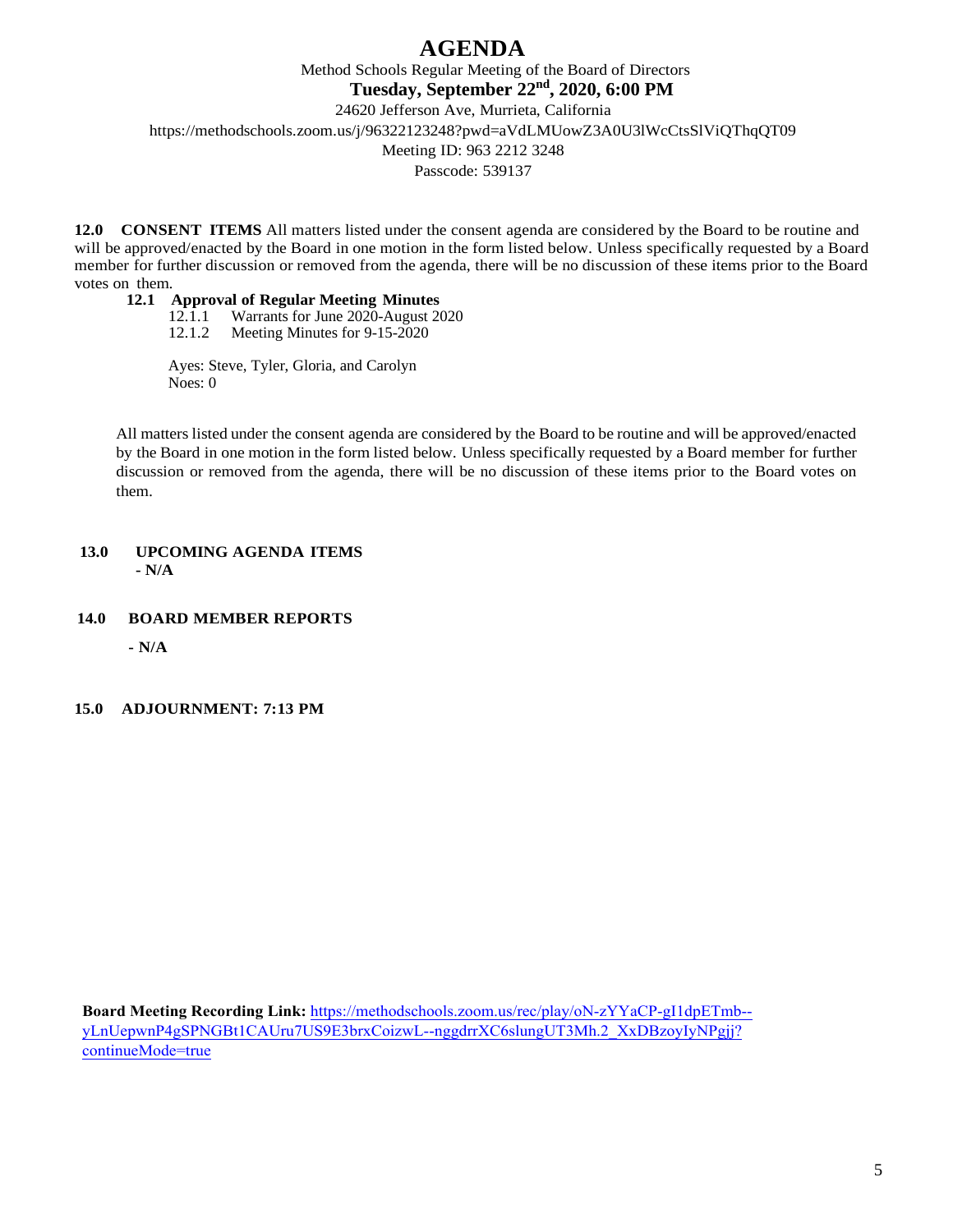# AGENDA

Method Schools Regular Meeting of the Board of Directors

**Tuesday, September 22nd, 2020, 6:00 PM**

24620 Jefferson Ave, Murrieta, California

https://methodschools.zoom.us/j/96322123248?pwd=aVdLMUowZ3A0U3lWcCtsSlViQThqQT09

Meeting ID: 963 2212 3248

Passcode: 539137

**12.0 CONSENT ITEMS** All matters listed under the consent agenda are considered by the Board to be routine and will be approved/enacted by the Board in one motion in the form listed below. Unless specifically requested by a Board member for further discussion or removed from the agenda, there will be no discussion of these items prior to the Board votes on them.

**12.1 Approval of Regular Meeting Minutes**

12.1.1 Warrants for June 2020-August 2020

12.1.2 Meeting Minutes for 9-15-2020

Ayes: Steve, Tyler, Gloria, and Carolyn

Noes: 0

All matters listed under the consent agenda are considered by the Board to be routine and will be approved/enacted by the Board in one motion in the form listed below. Unless specifically requested by a Board member for further discussion or removed from the agenda, there will be no discussion of these items prior to the Board votes on them.

**13.0 UPCOMING AGENDA ITEMS**

**- N/A**

**14.0 BOARD MEMBER REPORTS**

**- N/A**

**15.0 ADJOURNMENT: 7:13 PM**

**Board Meeting Recording Link:** https://methodschools.zoom.us/rec/play/oN-zYYaCP-gI1dpETmb--yLnUepwnP4gSPNGBt1CAUru7US9E3brxCoizwL--nggdrrXC6slungUT3Mh.2_XxDBzoyIyNPgjj?continueMode=true